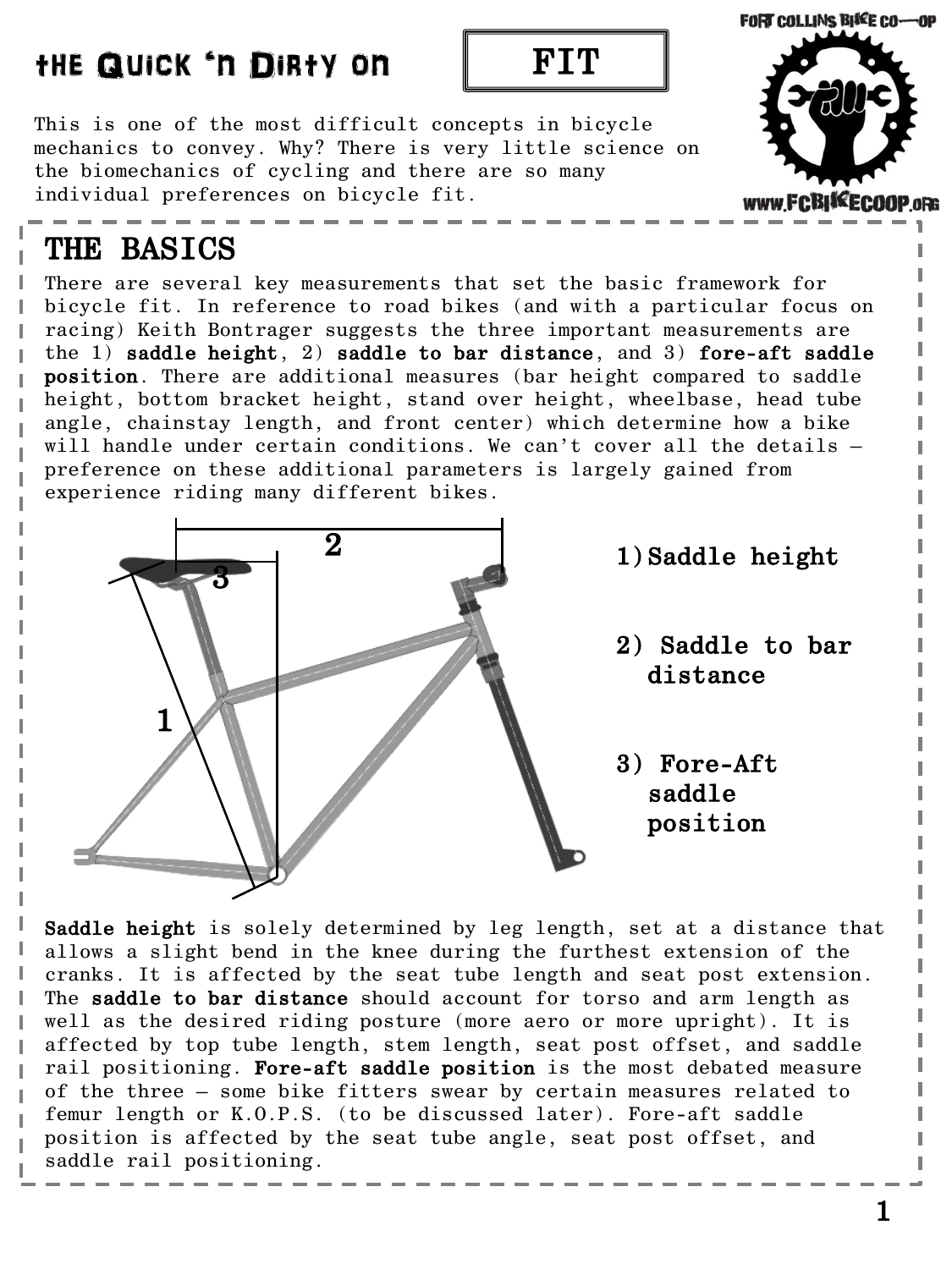# the Quick 'n Dirty on FIT

FORT COLLINS BIKE CO-OP

www.FCBIKECOOP.org

This is one of the most difficult concepts in bicycle mechanics to convey. Why? There is very little science on the biomechanics of cycling and there are so many individual preferences on bicycle fit.

## THE BASICS

There are several key measurements that set the basic framework for bicycle fit. In reference to road bikes (and with a particular focus on racing) Keith Bontrager suggests the three important measurements are the 1) **saddle height**, 2) **saddle to bar distance**, and 3) **fore-aft saddle position**. There are additional measures (bar height compared to saddle height, bottom bracket height, stand over height, wheelbase, head tube angle, chainstay length, and front center) which determine how a bike will handle under certain conditions. We can't cover all the details – preference on these additional parameters is largely gained from experience riding many different bikes.

1) Saddle height

2) Saddle to bar distance

3) Fore-Aft saddle position

**Saddle height** is solely determined by leg length, set at a distance that allows a slight bend in the knee during the furthest extension of the cranks. It is affected by the seat tube length and seat post extension. The **saddle to bar distance** should account for torso and arm length as well as the desired riding posture (more aero or more upright). It is affected by top tube length, stem length, seat post offset, and saddle rail positioning. **Fore-aft saddle position** is the most debated measure of the three – some bike fitters swear by certain measures related to femur length or K.O.P.S. (to be discussed later). Fore-aft saddle position is affected by the seat tube angle, seat post offset, and saddle rail positioning.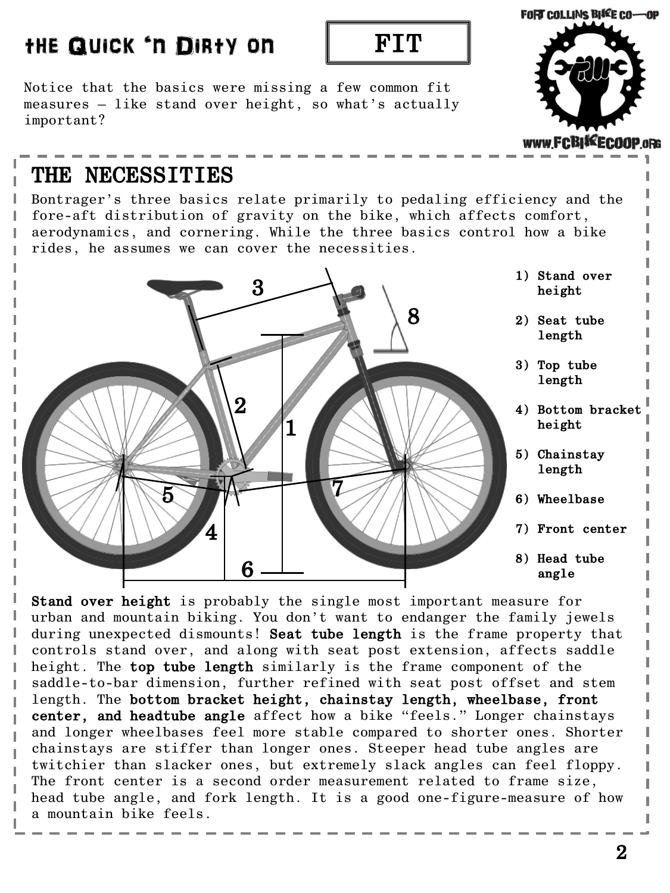# THE QUICK 'N DIRTY ON FIT

Notice that the basics were missing a few common fit measures – like stand over height, so what's actually important?

## THE NECESSITIES

Bontrager's three basics relate primarily to pedaling efficiency and the fore-aft distribution of gravity on the bike, which affects comfort, aerodynamics, and cornering. While the three basics control how a bike rides, he assumes we can cover the necessities.

1) **Stand over height**
2) **Seat tube length**
3) **Top tube length**
4) **Bottom bracket height**
5) **Chainstay length**
6) **Wheelbase**
7) **Front center**
8) **Head tube angle**

**Stand over height** is probably the single most important measure for urban and mountain biking. You don't want to endanger the family jewels during unexpected dismounts! **Seat tube length** is the frame property that controls stand over, and along with seat post extension, affects saddle height. The **top tube length** similarly is the frame component of the saddle-to-bar dimension, further refined with seat post offset and stem length. The **bottom bracket height, chainstay length, wheelbase, front center, and headtube angle** affect how a bike "feels." Longer chainstays and longer wheelbases feel more stable compared to shorter ones. Shorter chainstays are stiffer than longer ones. Steeper head tube angles are twitchier than slacker ones, but extremely slack angles can feel floppy. The front center is a second order measurement related to frame size, head tube angle, and fork length. It is a good one-figure-measure of how a mountain bike feels.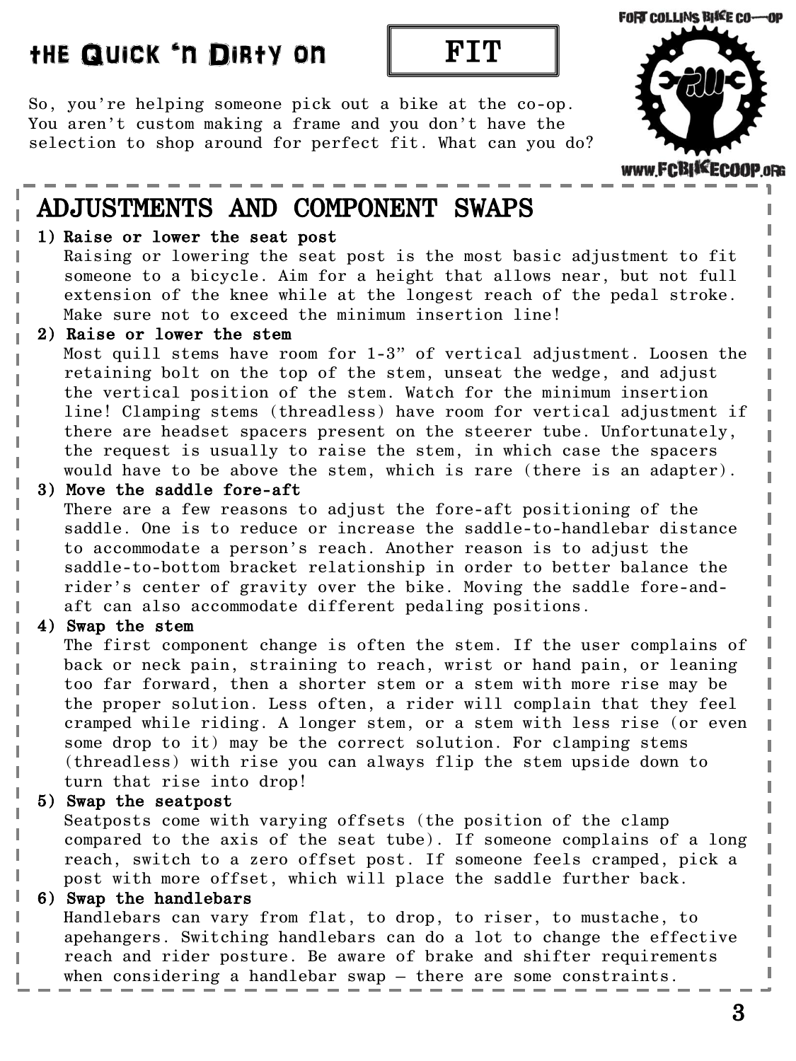# the Quick 'n Dirty on FIT

FORT COLLINS BIKE CO-OP

www.FCBIKECOOP.org

So, you're helping someone pick out a bike at the co-op. You aren't custom making a frame and you don't have the selection to shop around for perfect fit. What can you do?

## ADJUSTMENTS AND COMPONENT SWAPS

1) **Raise or lower the seat post**
   Raising or lowering the seat post is the most basic adjustment to fit someone to a bicycle. Aim for a height that allows near, but not full extension of the knee while at the longest reach of the pedal stroke. Make sure not to exceed the minimum insertion line!
2) **Raise or lower the stem**
   Most quill stems have room for 1-3" of vertical adjustment. Loosen the retaining bolt on the top of the stem, unseat the wedge, and adjust the vertical position of the stem. Watch for the minimum insertion line! Clamping stems (threadless) have room for vertical adjustment if there are headset spacers present on the steerer tube. Unfortunately, the request is usually to raise the stem, in which case the spacers would have to be above the stem, which is rare (there is an adapter).
3) **Move the saddle fore-aft**
   There are a few reasons to adjust the fore-aft positioning of the saddle. One is to reduce or increase the saddle-to-handlebar distance to accommodate a person's reach. Another reason is to adjust the saddle-to-bottom bracket relationship in order to better balance the rider's center of gravity over the bike. Moving the saddle fore-and-aft can also accommodate different pedaling positions.
4) **Swap the stem**
   The first component change is often the stem. If the user complains of back or neck pain, straining to reach, wrist or hand pain, or leaning too far forward, then a shorter stem or a stem with more rise may be the proper solution. Less often, a rider will complain that they feel cramped while riding. A longer stem, or a stem with less rise (or even some drop to it) may be the correct solution. For clamping stems (threadless) with rise you can always flip the stem upside down to turn that rise into drop!
5) **Swap the seatpost**
   Seatposts come with varying offsets (the position of the clamp compared to the axis of the seat tube). If someone complains of a long reach, switch to a zero offset post. If someone feels cramped, pick a post with more offset, which will place the saddle further back.
6) **Swap the handlebars**
   Handlebars can vary from flat, to drop, to riser, to mustache, to apehangers. Switching handlebars can do a lot to change the effective reach and rider posture. Be aware of brake and shifter requirements when considering a handlebar swap – there are some constraints.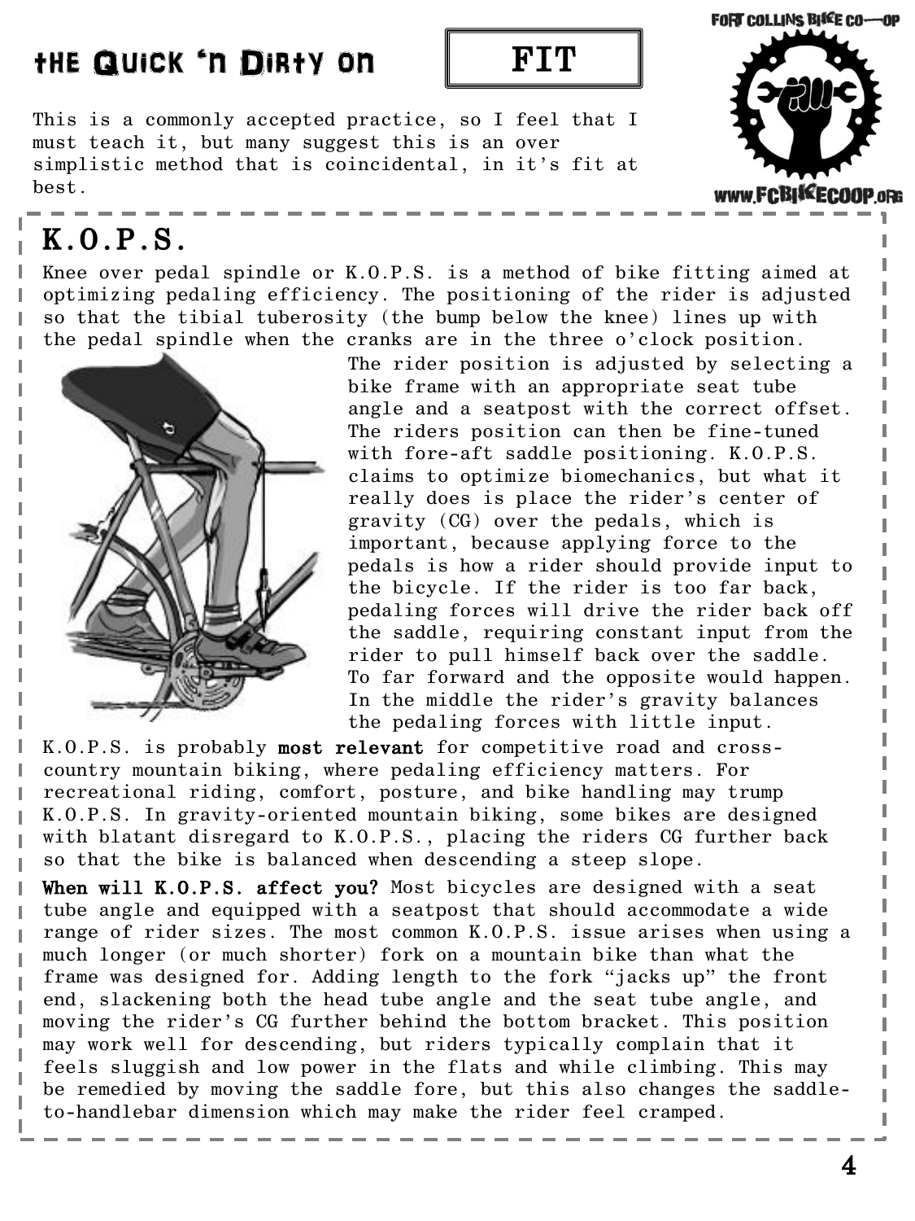# the Quick 'n Dirty on FIT

This is a commonly accepted practice, so I feel that I must teach it, but many suggest this is an over simplistic method that is coincidental, in it's fit at best.

## K.O.P.S.

Knee over pedal spindle or K.O.P.S. is a method of bike fitting aimed at optimizing pedaling efficiency. The positioning of the rider is adjusted so that the tibial tuberosity (the bump below the knee) lines up with the pedal spindle when the cranks are in the three o'clock position.

The rider position is adjusted by selecting a bike frame with an appropriate seat tube angle and a seatpost with the correct offset. The riders position can then be fine-tuned with fore-aft saddle positioning. K.O.P.S. claims to optimize biomechanics, but what it really does is place the rider's center of gravity (CG) over the pedals, which is important, because applying force to the pedals is how a rider should provide input to the bicycle. If the rider is too far back, pedaling forces will drive the rider back off the saddle, requiring constant input from the rider to pull himself back over the saddle. To far forward and the opposite would happen. In the middle the rider's gravity balances the pedaling forces with little input.

K.O.P.S. is probably **most relevant** for competitive road and cross-country mountain biking, where pedaling efficiency matters. For recreational riding, comfort, posture, and bike handling may trump K.O.P.S. In gravity-oriented mountain biking, some bikes are designed with blatant disregard to K.O.P.S., placing the riders CG further back so that the bike is balanced when descending a steep slope.

**When will K.O.P.S. affect you?** Most bicycles are designed with a seat tube angle and equipped with a seatpost that should accommodate a wide range of rider sizes. The most common K.O.P.S. issue arises when using a much longer (or much shorter) fork on a mountain bike than what the frame was designed for. Adding length to the fork "jacks up" the front end, slackening both the head tube angle and the seat tube angle, and moving the rider's CG further behind the bottom bracket. This position may work well for descending, but riders typically complain that it feels sluggish and low power in the flats and while climbing. This may be remedied by moving the saddle fore, but this also changes the saddle-to-handlebar dimension which may make the rider feel cramped.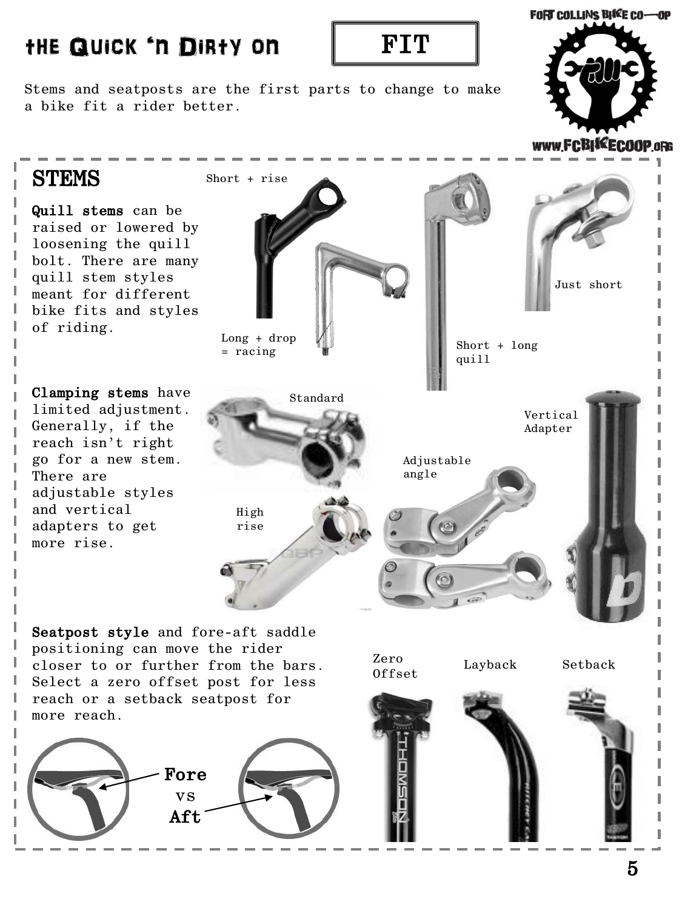# the Quick 'n Dirty on FIT

Stems and seatposts are the first parts to change to make a bike fit a rider better.

## STEMS

**Quill stems** can be raised or lowered by loosening the quill bolt. There are many quill stem styles meant for different bike fits and styles of riding.

Short + rise

Long + drop = racing

Short + long quill

Just short

**Clamping stems** have limited adjustment. Generally, if the reach isn't right go for a new stem. There are adjustable styles and vertical adapters to get more rise.

Standard

High rise

Adjustable angle

Vertical Adapter

**Seatpost style** and fore-aft saddle positioning can move the rider closer to or further from the bars. Select a zero offset post for less reach or a setback seatpost for more reach.

Fore vs Aft

Zero Offset

Layback

Setback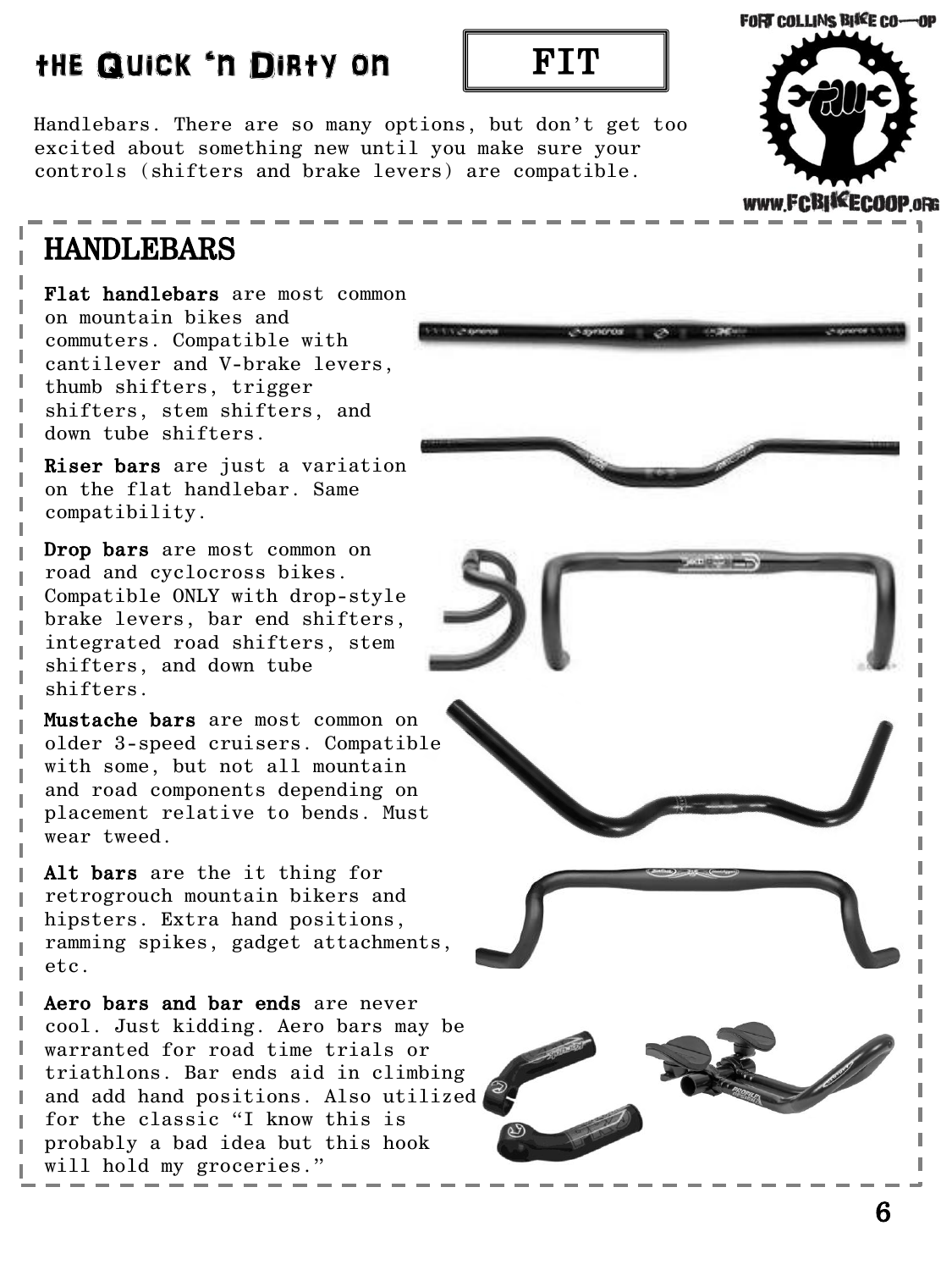# the Quick 'n Dirty on FIT

FORT COLLINS BIKE CO-OP

WWW.FCBIKECOOP.ORG

Handlebars. There are so many options, but don't get too excited about something new until you make sure your controls (shifters and brake levers) are compatible.

## HANDLEBARS

**Flat handlebars** are most common on mountain bikes and commuters. Compatible with cantilever and V-brake levers, thumb shifters, trigger shifters, stem shifters, and down tube shifters.

**Riser bars** are just a variation on the flat handlebar. Same compatibility.

**Drop bars** are most common on road and cyclocross bikes. Compatible ONLY with drop-style brake levers, bar end shifters, integrated road shifters, stem shifters, and down tube shifters.

**Mustache bars** are most common on older 3-speed cruisers. Compatible with some, but not all mountain and road components depending on placement relative to bends. Must wear tweed.

**Alt bars** are the it thing for retrogrouch mountain bikers and hipsters. Extra hand positions, ramming spikes, gadget attachments, etc.

**Aero bars and bar ends** are never cool. Just kidding. Aero bars may be warranted for road time trials or triathlons. Bar ends aid in climbing and add hand positions. Also utilized for the classic "I know this is probably a bad idea but this hook will hold my groceries."